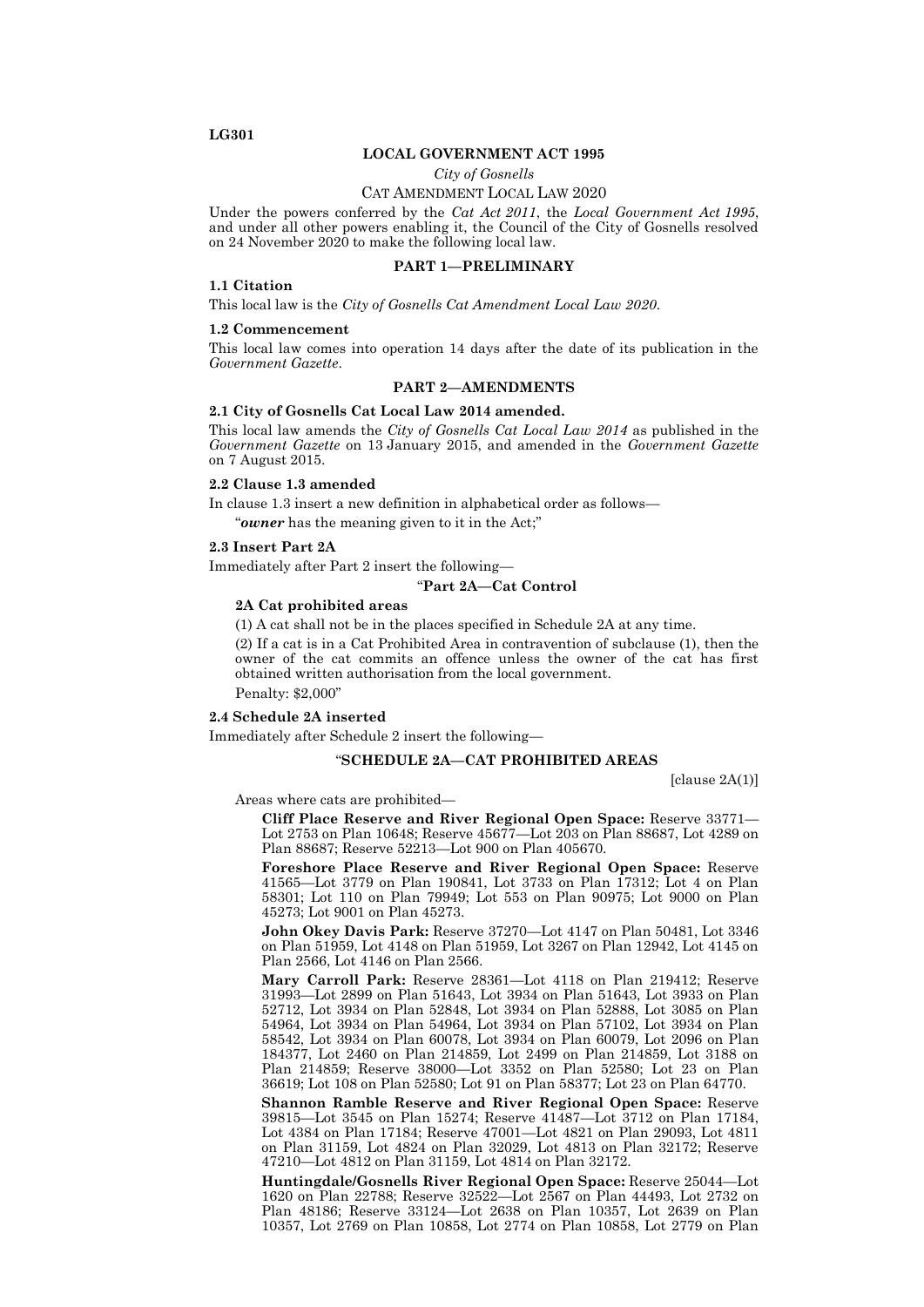LG301

**LOCAL GOVERNMENT ACT 1995**

*City of Gosnells*

CAT AMENDMENT LOCAL LAW 2020

Under the powers conferred by the *Cat Act 2011*, the *Local Government Act 1995*, and under all other powers enabling it, the Council of the City of Gosnells resolved on 24 November 2020 to make the following local law.

## PART 1—PRELIMINARY

### 1.1 Citation

This local law is the *City of Gosnells Cat Amendment Local Law 2020*.

### 1.2 Commencement

This local law comes into operation 14 days after the date of its publication in the *Government Gazette*.

## PART 2—AMENDMENTS

### 2.1 City of Gosnells Cat Local Law 2014 amended.

This local law amends the *City of Gosnells Cat Local Law 2014* as published in the *Government Gazette* on 13 January 2015, and amended in the *Government Gazette* on 7 August 2015.

### 2.2 Clause 1.3 amended

In clause 1.3 insert a new definition in alphabetical order as follows—

"***owner*** has the meaning given to it in the Act;"

### 2.3 Insert Part 2A

Immediately after Part 2 insert the following—

"**Part 2A—Cat Control**

**2A Cat prohibited areas**

(1) A cat shall not be in the places specified in Schedule 2A at any time.

(2) If a cat is in a Cat Prohibited Area in contravention of subclause (1), then the owner of the cat commits an offence unless the owner of the cat has first obtained written authorisation from the local government.

Penalty: $2,000"

### 2.4 Schedule 2A inserted

Immediately after Schedule 2 insert the following—

"**SCHEDULE 2A—CAT PROHIBITED AREAS**

[clause 2A(1)]

Areas where cats are prohibited—

**Cliff Place Reserve and River Regional Open Space:** Reserve 33771—Lot 2753 on Plan 10648; Reserve 45677—Lot 203 on Plan 88687, Lot 4289 on Plan 88687; Reserve 52213—Lot 900 on Plan 405670.

**Foreshore Place Reserve and River Regional Open Space:** Reserve 41565—Lot 3779 on Plan 190841, Lot 3733 on Plan 17312; Lot 4 on Plan 58301; Lot 110 on Plan 79949; Lot 553 on Plan 90975; Lot 9000 on Plan 45273; Lot 9001 on Plan 45273.

**John Okey Davis Park:** Reserve 37270—Lot 4147 on Plan 50481, Lot 3346 on Plan 51959, Lot 4148 on Plan 51959, Lot 3267 on Plan 12942, Lot 4145 on Plan 2566, Lot 4146 on Plan 2566.

**Mary Carroll Park:** Reserve 28361—Lot 4118 on Plan 219412; Reserve 31993—Lot 2899 on Plan 51643, Lot 3934 on Plan 51643, Lot 3933 on Plan 52712, Lot 3934 on Plan 52848, Lot 3934 on Plan 52888, Lot 3085 on Plan 54964, Lot 3934 on Plan 54964, Lot 3934 on Plan 57102, Lot 3934 on Plan 58542, Lot 3934 on Plan 60078, Lot 3934 on Plan 60079, Lot 2096 on Plan 184377, Lot 2460 on Plan 214859, Lot 2499 on Plan 214859, Lot 3188 on Plan 214859; Reserve 38000—Lot 3352 on Plan 52580; Lot 23 on Plan 36619; Lot 108 on Plan 52580; Lot 91 on Plan 58377; Lot 23 on Plan 64770.

**Shannon Ramble Reserve and River Regional Open Space:** Reserve 39815—Lot 3545 on Plan 15274; Reserve 41487—Lot 3712 on Plan 17184, Lot 4384 on Plan 17184; Reserve 47001—Lot 4821 on Plan 29093, Lot 4811 on Plan 31159, Lot 4824 on Plan 32029, Lot 4813 on Plan 32172; Reserve 47210—Lot 4812 on Plan 31159, Lot 4814 on Plan 32172.

**Huntingdale/Gosnells River Regional Open Space:** Reserve 25044—Lot 1620 on Plan 22788; Reserve 32522—Lot 2567 on Plan 44493, Lot 2732 on Plan 48186; Reserve 33124—Lot 2638 on Plan 10357, Lot 2639 on Plan 10357, Lot 2769 on Plan 10858, Lot 2774 on Plan 10858, Lot 2779 on Plan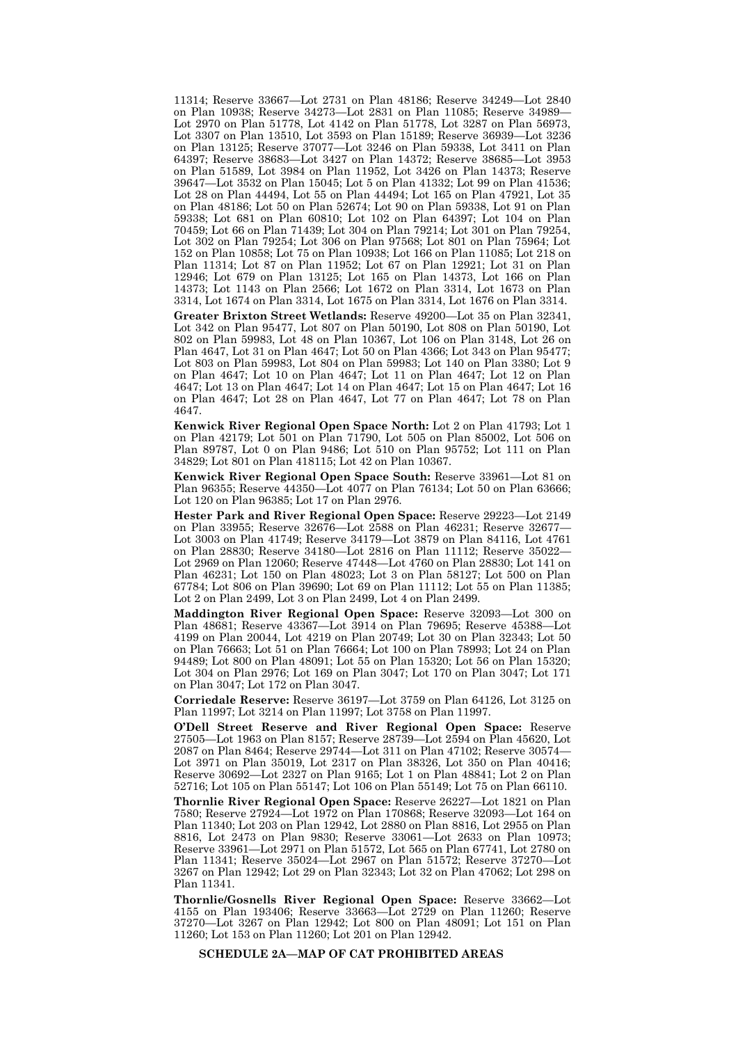11314; Reserve 33667—Lot 2731 on Plan 48186; Reserve 34249—Lot 2840 on Plan 10938; Reserve 34273—Lot 2831 on Plan 11085; Reserve 34989—Lot 2970 on Plan 51778, Lot 4142 on Plan 51778, Lot 3287 on Plan 56973, Lot 3307 on Plan 13510, Lot 3593 on Plan 15189; Reserve 36939—Lot 3236 on Plan 13125; Reserve 37077—Lot 3246 on Plan 59338, Lot 3411 on Plan 64397; Reserve 38683—Lot 3427 on Plan 14372; Reserve 38685—Lot 3953 on Plan 51589, Lot 3984 on Plan 11952, Lot 3426 on Plan 14373; Reserve 39647—Lot 3532 on Plan 15045; Lot 5 on Plan 41332; Lot 99 on Plan 41536; Lot 28 on Plan 44494, Lot 55 on Plan 44494; Lot 165 on Plan 47921, Lot 35 on Plan 48186; Lot 50 on Plan 52674; Lot 90 on Plan 59338, Lot 91 on Plan 59338; Lot 681 on Plan 60810; Lot 102 on Plan 64397; Lot 104 on Plan 70459; Lot 66 on Plan 71439; Lot 304 on Plan 79214; Lot 301 on Plan 79254, Lot 302 on Plan 79254; Lot 306 on Plan 97568; Lot 801 on Plan 75964; Lot 152 on Plan 10858; Lot 75 on Plan 10938; Lot 166 on Plan 11085; Lot 218 on Plan 11314; Lot 87 on Plan 11952; Lot 67 on Plan 12921; Lot 31 on Plan 12946; Lot 679 on Plan 13125; Lot 165 on Plan 14373, Lot 166 on Plan 14373; Lot 1143 on Plan 2566; Lot 1672 on Plan 3314, Lot 1673 on Plan 3314, Lot 1674 on Plan 3314, Lot 1675 on Plan 3314, Lot 1676 on Plan 3314.

**Greater Brixton Street Wetlands:** Reserve 49200—Lot 35 on Plan 32341, Lot 342 on Plan 95477, Lot 807 on Plan 50190, Lot 808 on Plan 50190, Lot 802 on Plan 59983, Lot 48 on Plan 10367, Lot 106 on Plan 3148, Lot 26 on Plan 4647, Lot 31 on Plan 4647; Lot 50 on Plan 4366; Lot 343 on Plan 95477; Lot 803 on Plan 59983, Lot 804 on Plan 59983; Lot 140 on Plan 3380; Lot 9 on Plan 4647; Lot 10 on Plan 4647; Lot 11 on Plan 4647; Lot 12 on Plan 4647; Lot 13 on Plan 4647; Lot 14 on Plan 4647; Lot 15 on Plan 4647; Lot 16 on Plan 4647; Lot 28 on Plan 4647, Lot 77 on Plan 4647; Lot 78 on Plan 4647.

**Kenwick River Regional Open Space North:** Lot 2 on Plan 41793; Lot 1 on Plan 42179; Lot 501 on Plan 71790, Lot 505 on Plan 85002, Lot 506 on Plan 89787, Lot 0 on Plan 9486; Lot 510 on Plan 95752; Lot 111 on Plan 34829; Lot 801 on Plan 418115; Lot 42 on Plan 10367.

**Kenwick River Regional Open Space South:** Reserve 33961—Lot 81 on Plan 96355; Reserve 44350—Lot 4077 on Plan 76134; Lot 50 on Plan 63666; Lot 120 on Plan 96385; Lot 17 on Plan 2976.

**Hester Park and River Regional Open Space:** Reserve 29223—Lot 2149 on Plan 33955; Reserve 32676—Lot 2588 on Plan 46231; Reserve 32677—Lot 3003 on Plan 41749; Reserve 34179—Lot 3879 on Plan 84116, Lot 4761 on Plan 28830; Reserve 34180—Lot 2816 on Plan 11112; Reserve 35022—Lot 2969 on Plan 12060; Reserve 47448—Lot 4760 on Plan 28830; Lot 141 on Plan 46231; Lot 150 on Plan 48023; Lot 3 on Plan 58127; Lot 500 on Plan 67784; Lot 806 on Plan 39690; Lot 69 on Plan 11112; Lot 55 on Plan 11385; Lot 2 on Plan 2499, Lot 3 on Plan 2499, Lot 4 on Plan 2499.

**Maddington River Regional Open Space:** Reserve 32093—Lot 300 on Plan 48681; Reserve 43367—Lot 3914 on Plan 79695; Reserve 45388—Lot 4199 on Plan 20044, Lot 4219 on Plan 20749; Lot 30 on Plan 32343; Lot 50 on Plan 76663; Lot 51 on Plan 76664; Lot 100 on Plan 78993; Lot 24 on Plan 94489; Lot 800 on Plan 48091; Lot 55 on Plan 15320; Lot 56 on Plan 15320; Lot 304 on Plan 2976; Lot 169 on Plan 3047; Lot 170 on Plan 3047; Lot 171 on Plan 3047; Lot 172 on Plan 3047.

**Corriedale Reserve:** Reserve 36197—Lot 3759 on Plan 64126, Lot 3125 on Plan 11997; Lot 3214 on Plan 11997; Lot 3758 on Plan 11997.

**O'Dell Street Reserve and River Regional Open Space:** Reserve 27505—Lot 1963 on Plan 8157; Reserve 28739—Lot 2594 on Plan 45620, Lot 2087 on Plan 8464; Reserve 29744—Lot 311 on Plan 47102; Reserve 30574—Lot 3971 on Plan 35019, Lot 2317 on Plan 38326, Lot 350 on Plan 40416; Reserve 30692—Lot 2327 on Plan 9165; Lot 1 on Plan 48841; Lot 2 on Plan 52716; Lot 105 on Plan 55147; Lot 106 on Plan 55149; Lot 75 on Plan 66110.

**Thornlie River Regional Open Space:** Reserve 26227—Lot 1821 on Plan 7580; Reserve 27924—Lot 1972 on Plan 170868; Reserve 32093—Lot 164 on Plan 11340; Lot 203 on Plan 12942, Lot 2880 on Plan 8816, Lot 2955 on Plan 8816, Lot 2473 on Plan 9830; Reserve 33061—Lot 2633 on Plan 10973; Reserve 33961—Lot 2971 on Plan 51572, Lot 565 on Plan 67741, Lot 2780 on Plan 11341; Reserve 35024—Lot 2967 on Plan 51572; Reserve 37270—Lot 3267 on Plan 12942; Lot 29 on Plan 32343; Lot 32 on Plan 47062; Lot 298 on Plan 11341.

**Thornlie/Gosnells River Regional Open Space:** Reserve 33662—Lot 4155 on Plan 193406; Reserve 33663—Lot 2729 on Plan 11260; Reserve 37270—Lot 3267 on Plan 12942; Lot 800 on Plan 48091; Lot 151 on Plan 11260; Lot 153 on Plan 11260; Lot 201 on Plan 12942.

## SCHEDULE 2A—MAP OF CAT PROHIBITED AREAS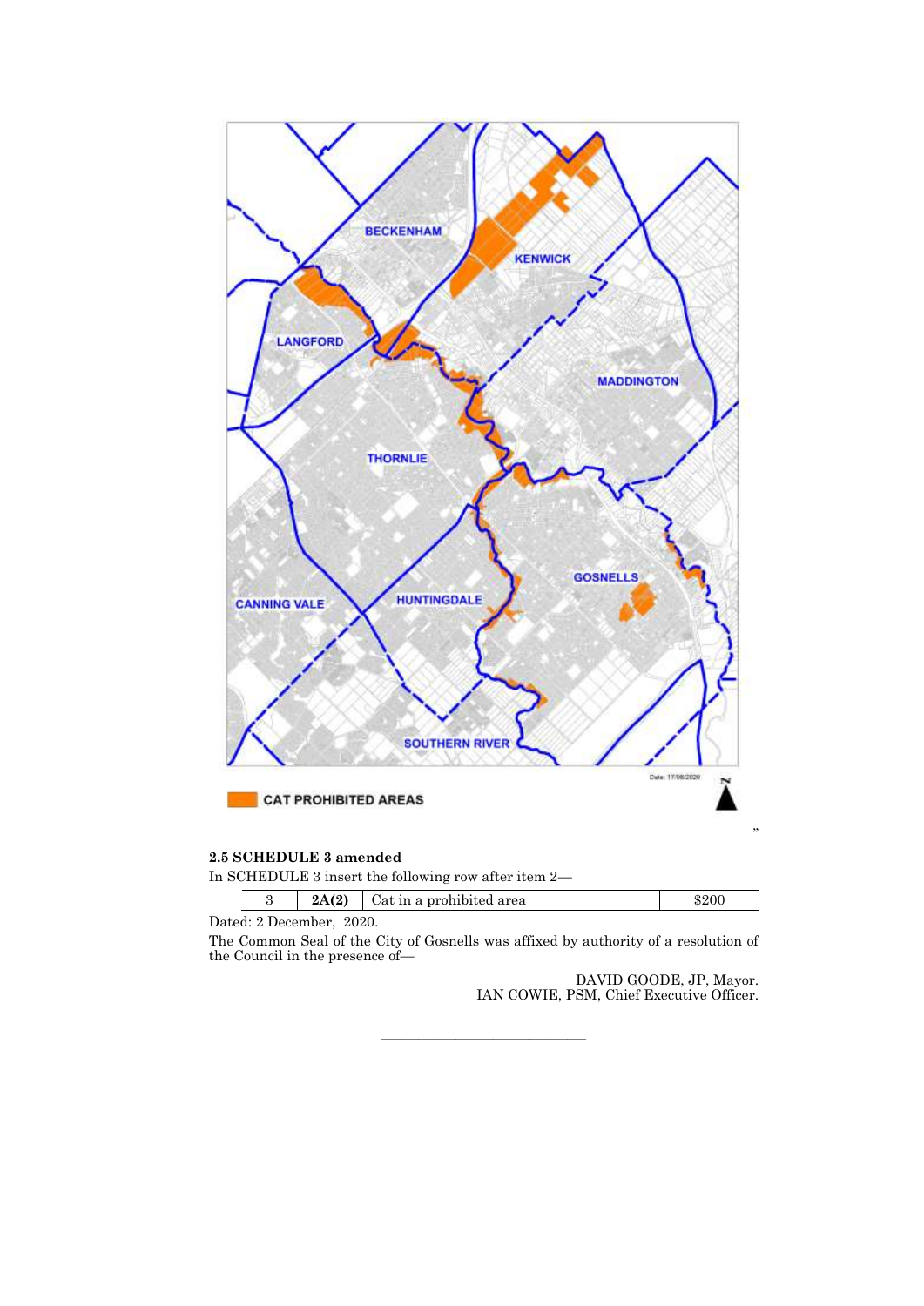BECKENHAM

KENWICK

LANGFORD

MADDINGTON

THORNLIE

GOSNELLS

CANNING VALE

HUNTINGDALE

SOUTHERN RIVER

Date: 17/06/2020

CAT PROHIBITED AREAS

"

### 2.5 SCHEDULE 3 amended

In SCHEDULE 3 insert the following row after item 2—

| | | | |
|---|---|---|---|
| 3 | **2A(2)** | Cat in a prohibited area | $200 |

Dated: 2 December, 2020.

The Common Seal of the City of Gosnells was affixed by authority of a resolution of the Council in the presence of—

DAVID GOODE, JP, Mayor.
IAN COWIE, PSM, Chief Executive Officer.

———————————